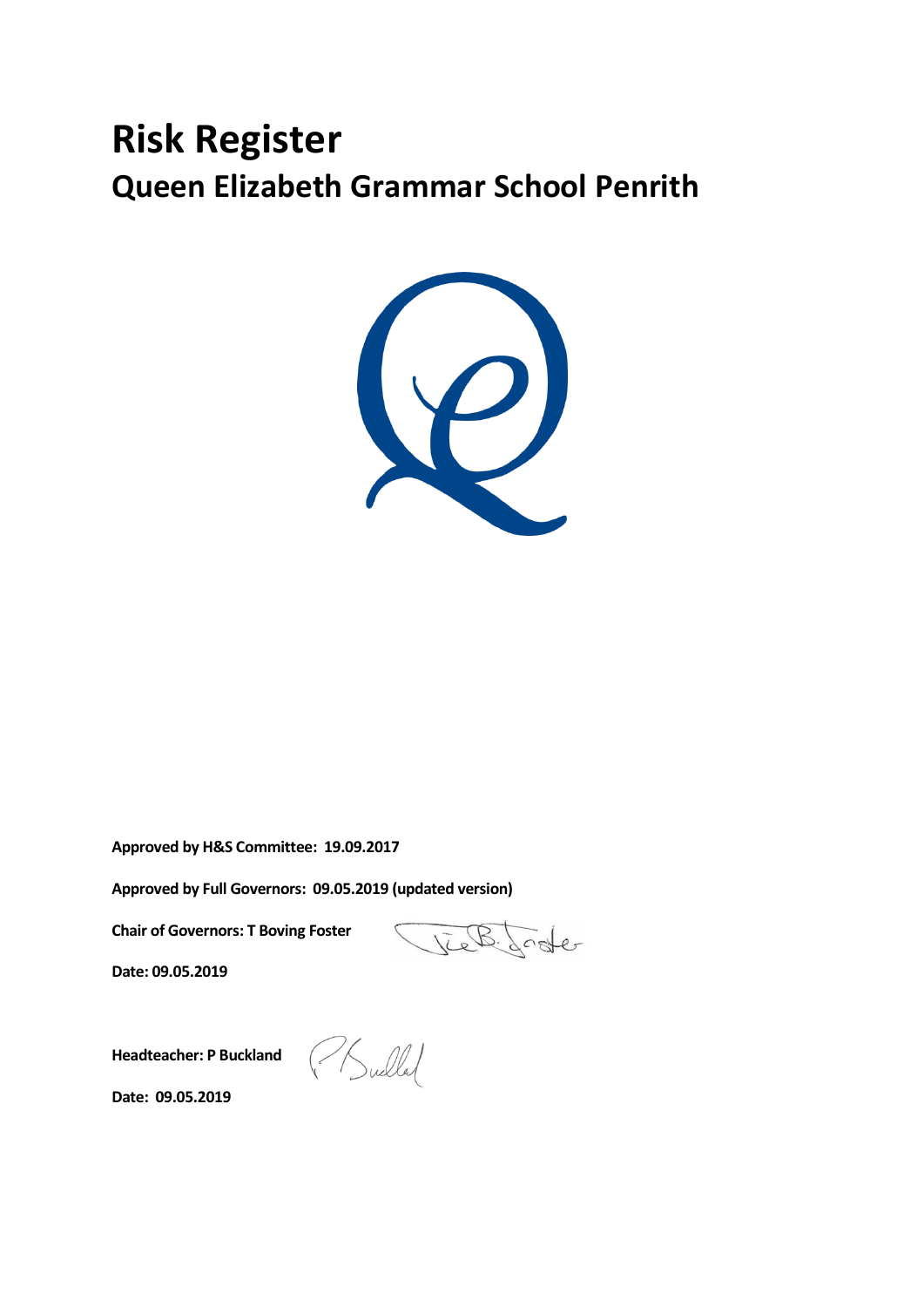# Risk Register

## Queen Elizabeth Grammar School Penrith

**Approved by H&S Committee: 19.09.2017**

**Approved by Full Governors: 09.05.2019 (updated version)**

**Chair of Governors: T Boving Foster**

**Date: 09.05.2019**

**Headteacher: P Buckland**

**Date: 09.05.2019**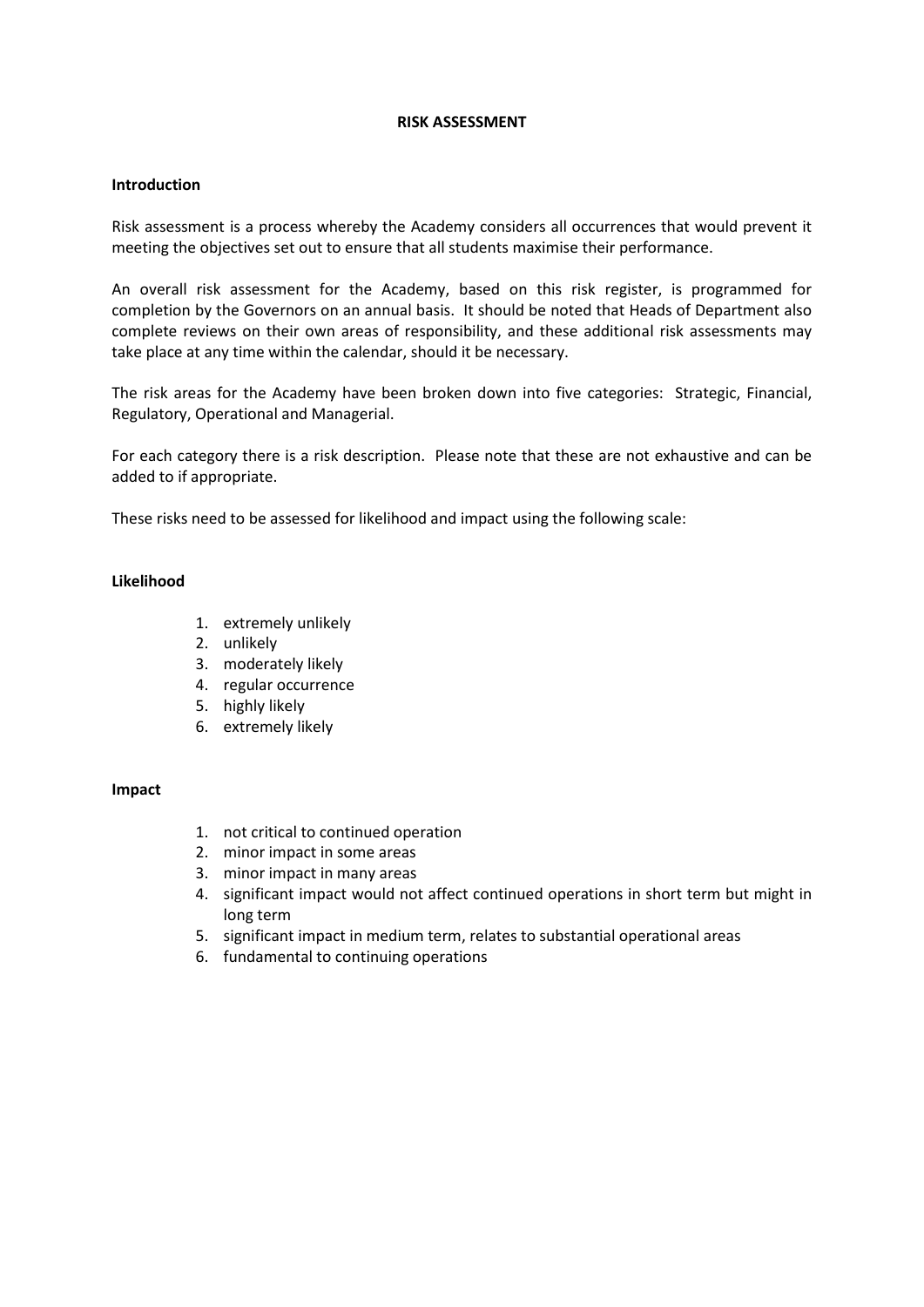# RISK ASSESSMENT

## Introduction

Risk assessment is a process whereby the Academy considers all occurrences that would prevent it meeting the objectives set out to ensure that all students maximise their performance.

An overall risk assessment for the Academy, based on this risk register, is programmed for completion by the Governors on an annual basis. It should be noted that Heads of Department also complete reviews on their own areas of responsibility, and these additional risk assessments may take place at any time within the calendar, should it be necessary.

The risk areas for the Academy have been broken down into five categories: Strategic, Financial, Regulatory, Operational and Managerial.

For each category there is a risk description. Please note that these are not exhaustive and can be added to if appropriate.

These risks need to be assessed for likelihood and impact using the following scale:

## Likelihood

1. extremely unlikely
2. unlikely
3. moderately likely
4. regular occurrence
5. highly likely
6. extremely likely

## Impact

1. not critical to continued operation
2. minor impact in some areas
3. minor impact in many areas
4. significant impact would not affect continued operations in short term but might in long term
5. significant impact in medium term, relates to substantial operational areas
6. fundamental to continuing operations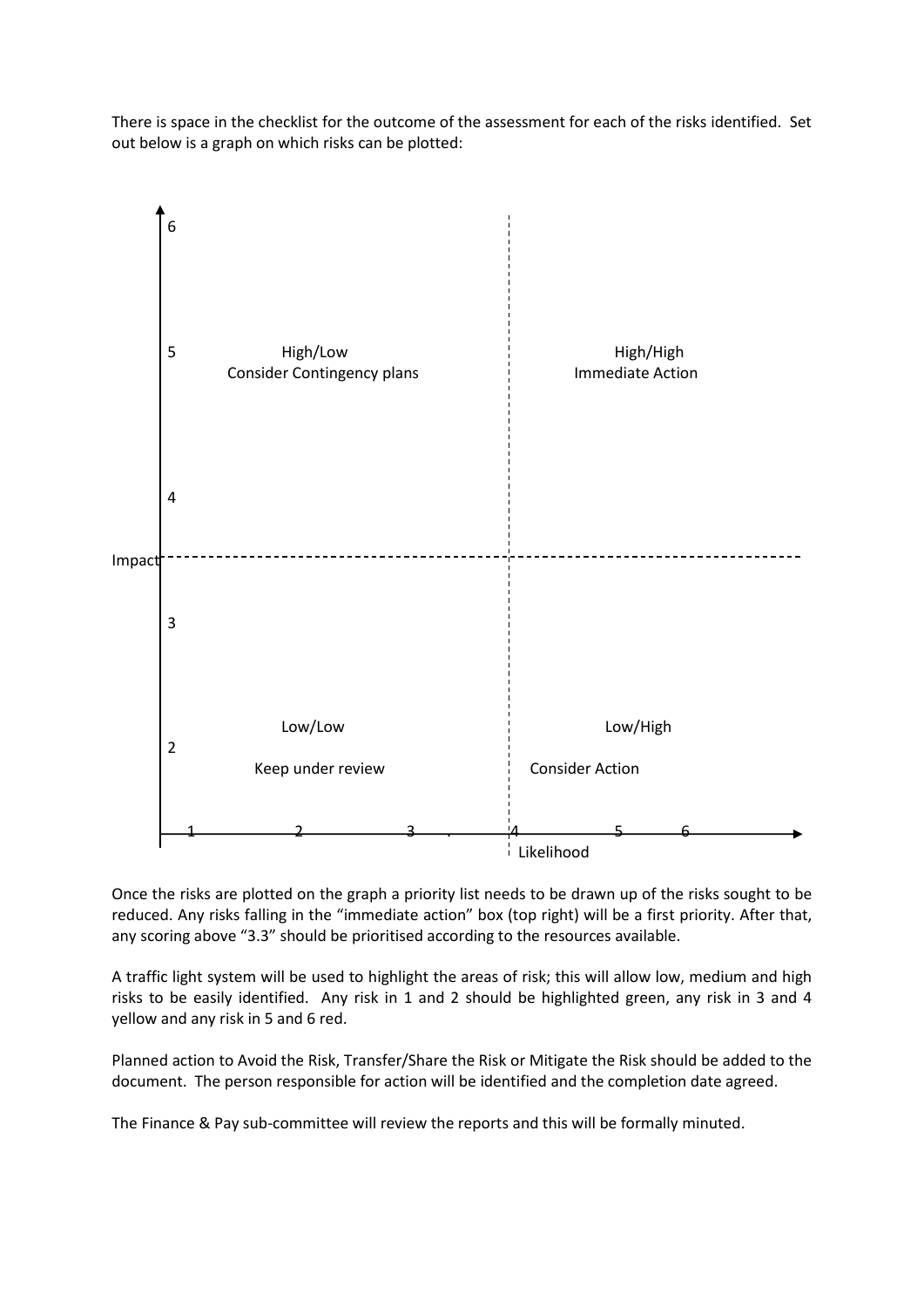There is space in the checklist for the outcome of the assessment for each of the risks identified. Set out below is a graph on which risks can be plotted:

| Impact | Likelihood 1–3 | Likelihood 4–6 |
|---|---|---|
| 4–6 | High/Low<br>Consider Contingency plans | High/High<br>Immediate Action |
| 1–3 | Low/Low<br>Keep under review | Low/High<br>Consider Action |

Once the risks are plotted on the graph a priority list needs to be drawn up of the risks sought to be reduced. Any risks falling in the "immediate action" box (top right) will be a first priority. After that, any scoring above "3.3" should be prioritised according to the resources available.

A traffic light system will be used to highlight the areas of risk; this will allow low, medium and high risks to be easily identified. Any risk in 1 and 2 should be highlighted green, any risk in 3 and 4 yellow and any risk in 5 and 6 red.

Planned action to Avoid the Risk, Transfer/Share the Risk or Mitigate the Risk should be added to the document. The person responsible for action will be identified and the completion date agreed.

The Finance & Pay sub-committee will review the reports and this will be formally minuted.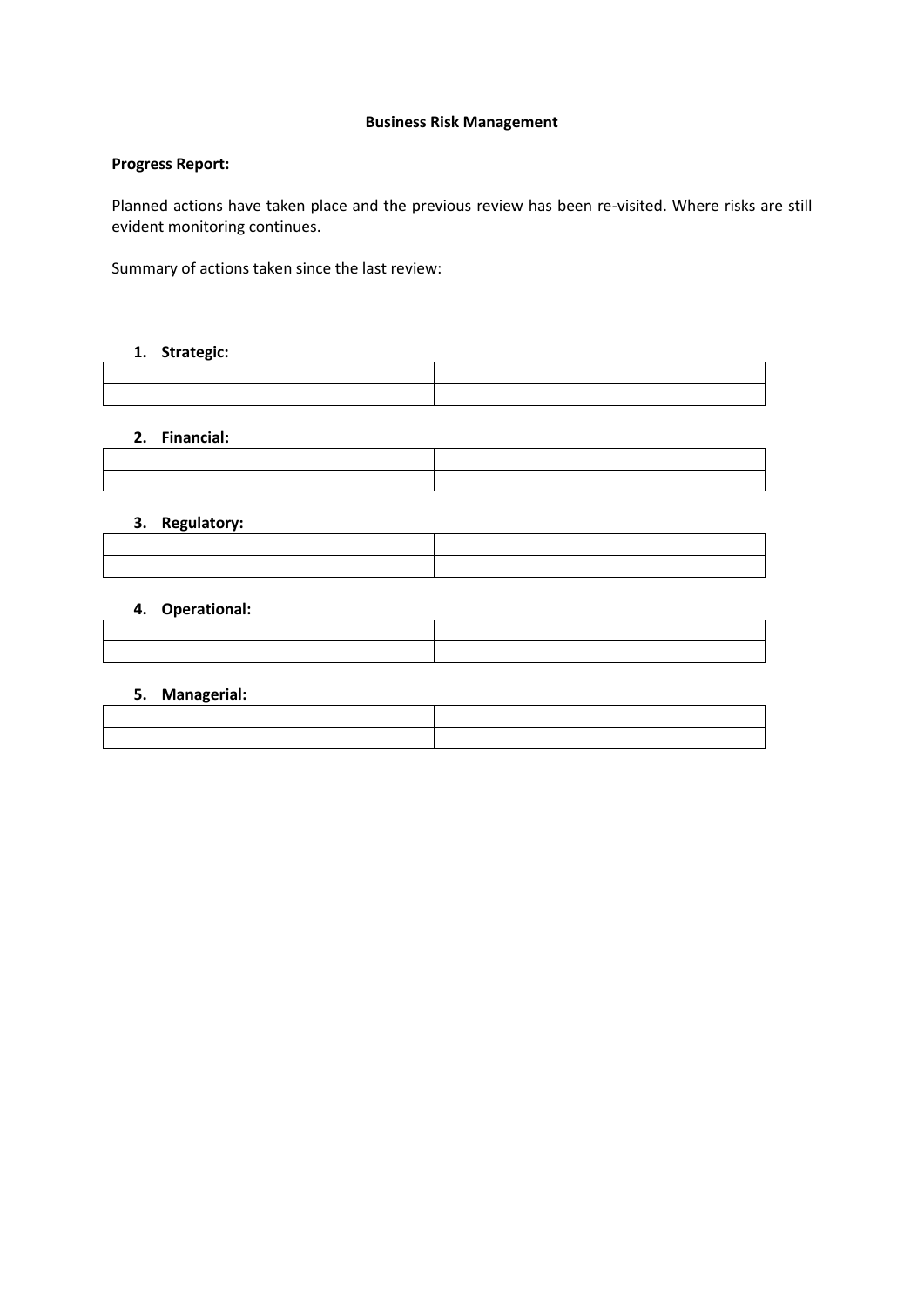**Business Risk Management**

**Progress Report:**

Planned actions have taken place and the previous review has been re-visited. Where risks are still evident monitoring continues.

Summary of actions taken since the last review:

1. **Strategic:**

| | |
|---|---|
| | |

2. **Financial:**

| | |
|---|---|
| | |

3. **Regulatory:**

| | |
|---|---|
| | |

4. **Operational:**

| | |
|---|---|
| | |

5. **Managerial:**

| | |
|---|---|
| | |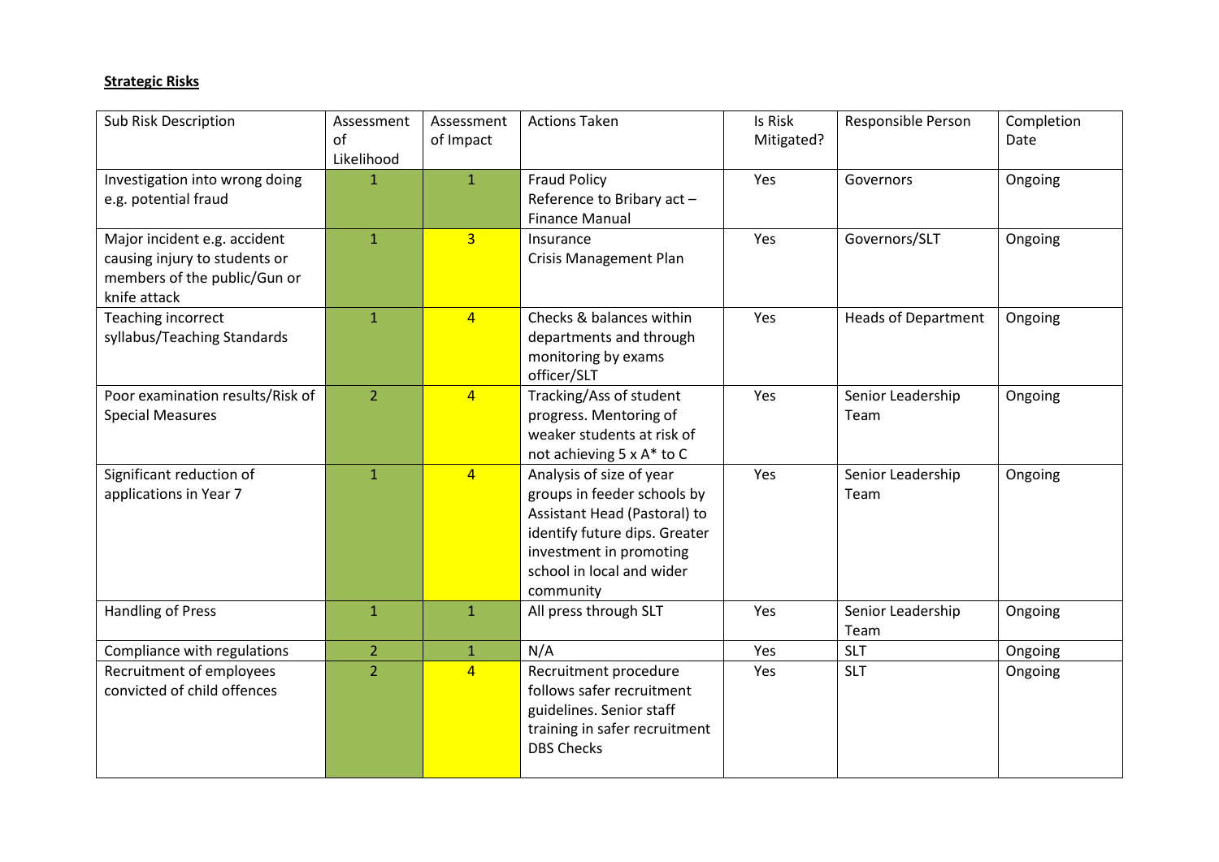**Strategic Risks**

| Sub Risk Description | Assessment of Likelihood | Assessment of Impact | Actions Taken | Is Risk Mitigated? | Responsible Person | Completion Date |
|---|---|---|---|---|---|---|
| Investigation into wrong doing e.g. potential fraud | 1 | 1 | Fraud Policy<br>Reference to Bribary act – Finance Manual | Yes | Governors | Ongoing |
| Major incident e.g. accident causing injury to students or members of the public/Gun or knife attack | 1 | 3 | Insurance<br>Crisis Management Plan | Yes | Governors/SLT | Ongoing |
| Teaching incorrect syllabus/Teaching Standards | 1 | 4 | Checks & balances within departments and through monitoring by exams officer/SLT | Yes | Heads of Department | Ongoing |
| Poor examination results/Risk of Special Measures | 2 | 4 | Tracking/Ass of student progress. Mentoring of weaker students at risk of not achieving 5 x A* to C | Yes | Senior Leadership Team | Ongoing |
| Significant reduction of applications in Year 7 | 1 | 4 | Analysis of size of year groups in feeder schools by Assistant Head (Pastoral) to identify future dips. Greater investment in promoting school in local and wider community | Yes | Senior Leadership Team | Ongoing |
| Handling of Press | 1 | 1 | All press through SLT | Yes | Senior Leadership Team | Ongoing |
| Compliance with regulations | 2 | 1 | N/A | Yes | SLT | Ongoing |
| Recruitment of employees convicted of child offences | 2 | 4 | Recruitment procedure follows safer recruitment guidelines. Senior staff training in safer recruitment DBS Checks | Yes | SLT | Ongoing |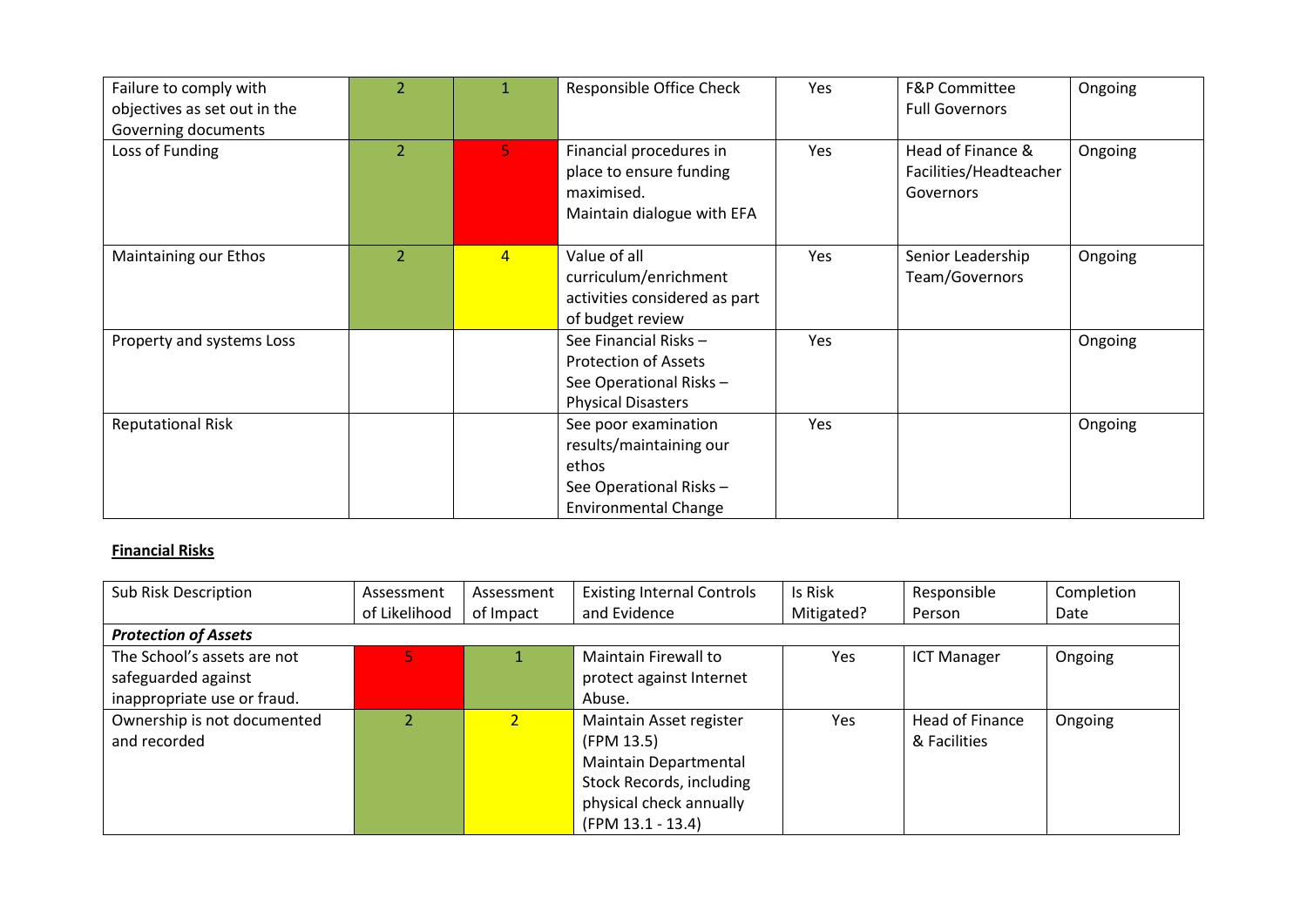| | | | | | | |
|---|---|---|---|---|---|---|
| Failure to comply with objectives as set out in the Governing documents | 2 | 1 | Responsible Office Check | Yes | F&P Committee<br>Full Governors | Ongoing |
| Loss of Funding | 2 | 5 | Financial procedures in place to ensure funding maximised.<br>Maintain dialogue with EFA | Yes | Head of Finance & Facilities/Headteacher Governors | Ongoing |
| Maintaining our Ethos | 2 | 4 | Value of all curriculum/enrichment activities considered as part of budget review | Yes | Senior Leadership Team/Governors | Ongoing |
| Property and systems Loss | | | See Financial Risks – Protection of Assets<br>See Operational Risks – Physical Disasters | Yes | | Ongoing |
| Reputational Risk | | | See poor examination results/maintaining our ethos<br>See Operational Risks – Environmental Change | Yes | | Ongoing |

**Financial Risks**

| Sub Risk Description | Assessment of Likelihood | Assessment of Impact | Existing Internal Controls and Evidence | Is Risk Mitigated? | Responsible Person | Completion Date |
|---|---|---|---|---|---|---|
| ***Protection of Assets*** | | | | | | |
| The School's assets are not safeguarded against inappropriate use or fraud. | 5 | 1 | Maintain Firewall to protect against Internet Abuse. | Yes | ICT Manager | Ongoing |
| Ownership is not documented and recorded | 2 | 2 | Maintain Asset register (FPM 13.5)<br>Maintain Departmental Stock Records, including physical check annually (FPM 13.1 - 13.4) | Yes | Head of Finance & Facilities | Ongoing |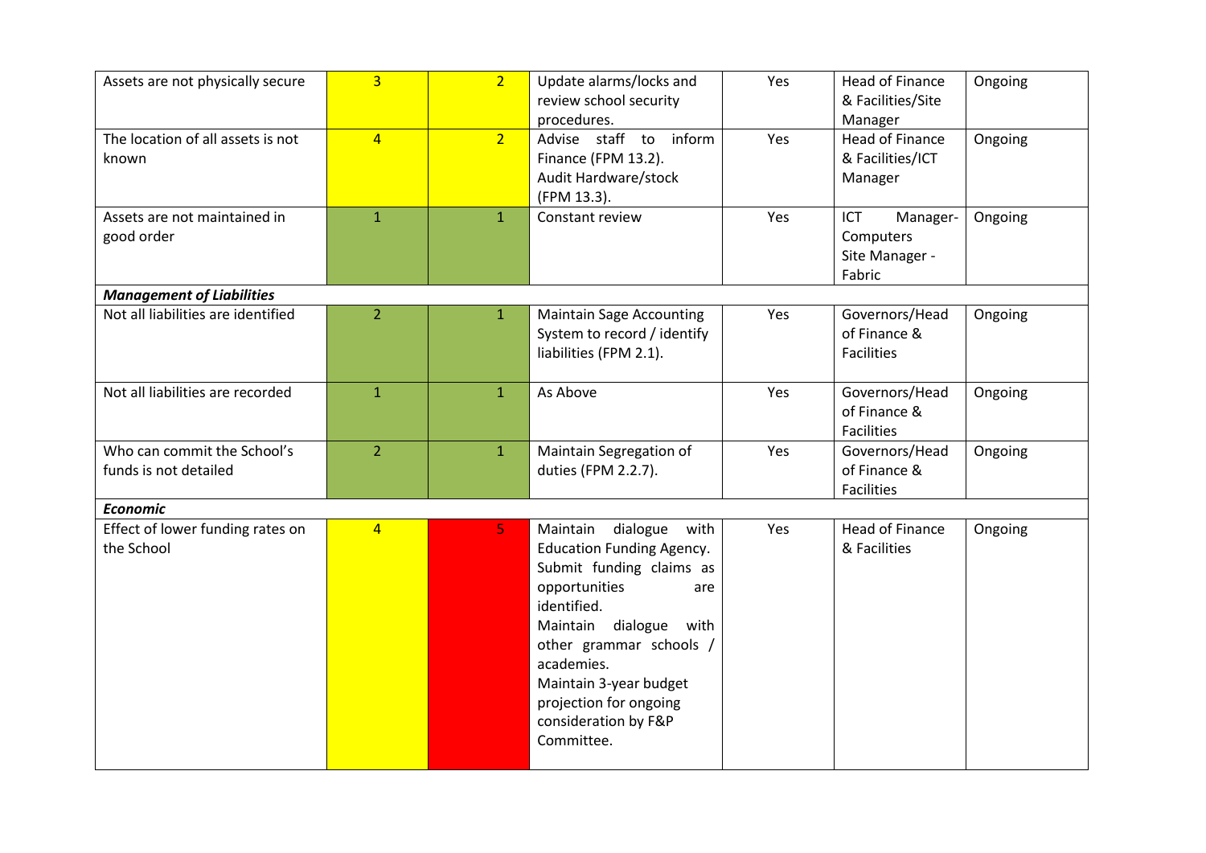| | | | | | | |
|---|---|---|---|---|---|---|
| Assets are not physically secure | 3 | 2 | Update alarms/locks and review school security procedures. | Yes | Head of Finance & Facilities/Site Manager | Ongoing |
| The location of all assets is not known | 4 | 2 | Advise staff to inform Finance (FPM 13.2). Audit Hardware/stock (FPM 13.3). | Yes | Head of Finance & Facilities/ICT Manager | Ongoing |
| Assets are not maintained in good order | 1 | 1 | Constant review | Yes | ICT Manager- Computers Site Manager - Fabric | Ongoing |
| ***Management of Liabilities*** | | | | | | |
| Not all liabilities are identified | 2 | 1 | Maintain Sage Accounting System to record / identify liabilities (FPM 2.1). | Yes | Governors/Head of Finance & Facilities | Ongoing |
| Not all liabilities are recorded | 1 | 1 | As Above | Yes | Governors/Head of Finance & Facilities | Ongoing |
| Who can commit the School's funds is not detailed | 2 | 1 | Maintain Segregation of duties (FPM 2.2.7). | Yes | Governors/Head of Finance & Facilities | Ongoing |
| ***Economic*** | | | | | | |
| Effect of lower funding rates on the School | 4 | 5 | Maintain dialogue with Education Funding Agency. Submit funding claims as opportunities are identified. Maintain dialogue with other grammar schools / academies. Maintain 3-year budget projection for ongoing consideration by F&P Committee. | Yes | Head of Finance & Facilities | Ongoing |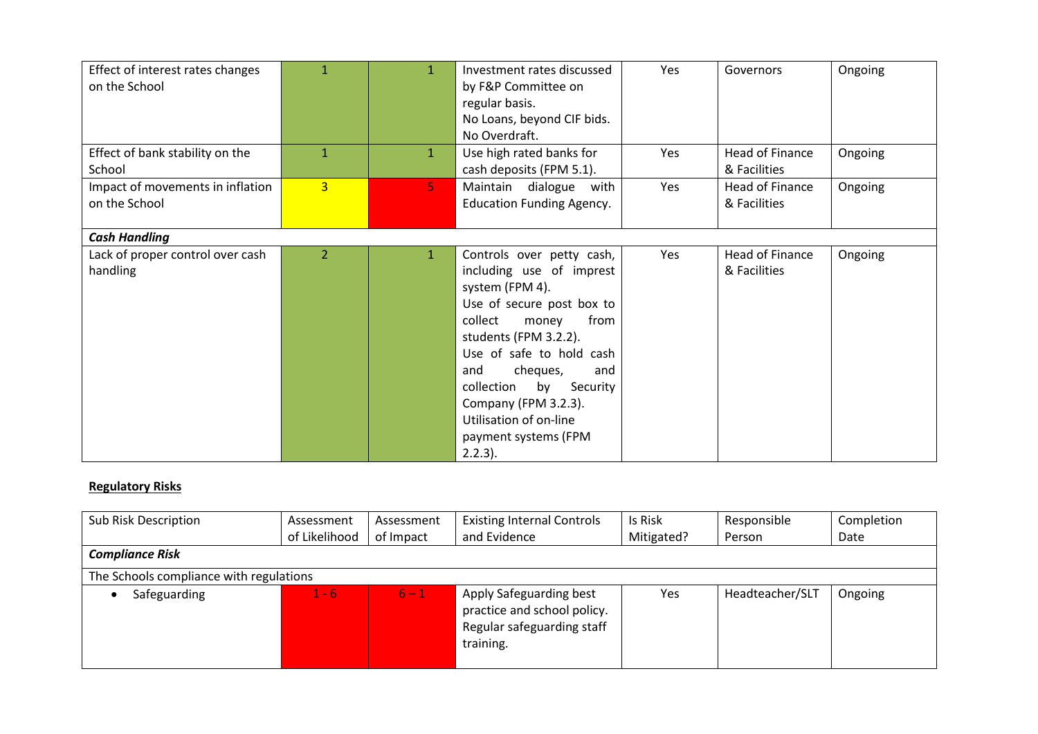| | | | | | | |
|---|---|---|---|---|---|---|
| Effect of interest rates changes on the School | 1 | 1 | Investment rates discussed by F&P Committee on regular basis. No Loans, beyond CIF bids. No Overdraft. | Yes | Governors | Ongoing |
| Effect of bank stability on the School | 1 | 1 | Use high rated banks for cash deposits (FPM 5.1). | Yes | Head of Finance & Facilities | Ongoing |
| Impact of movements in inflation on the School | 3 | 5 | Maintain dialogue with Education Funding Agency. | Yes | Head of Finance & Facilities | Ongoing |
| ***Cash Handling*** | | | | | | |
| Lack of proper control over cash handling | 2 | 1 | Controls over petty cash, including use of imprest system (FPM 4). Use of secure post box to collect money from students (FPM 3.2.2). Use of safe to hold cash and cheques, and collection by Security Company (FPM 3.2.3). Utilisation of on-line payment systems (FPM 2.2.3). | Yes | Head of Finance & Facilities | Ongoing |

**Regulatory Risks**

| Sub Risk Description | Assessment of Likelihood | Assessment of Impact | Existing Internal Controls and Evidence | Is Risk Mitigated? | Responsible Person | Completion Date |
|---|---|---|---|---|---|---|
| ***Compliance Risk*** | | | | | | |
| The Schools compliance with regulations | | | | | | |
| • Safeguarding | 1 - 6 | 6 – 1 | Apply Safeguarding best practice and school policy. Regular safeguarding staff training. | Yes | Headteacher/SLT | Ongoing |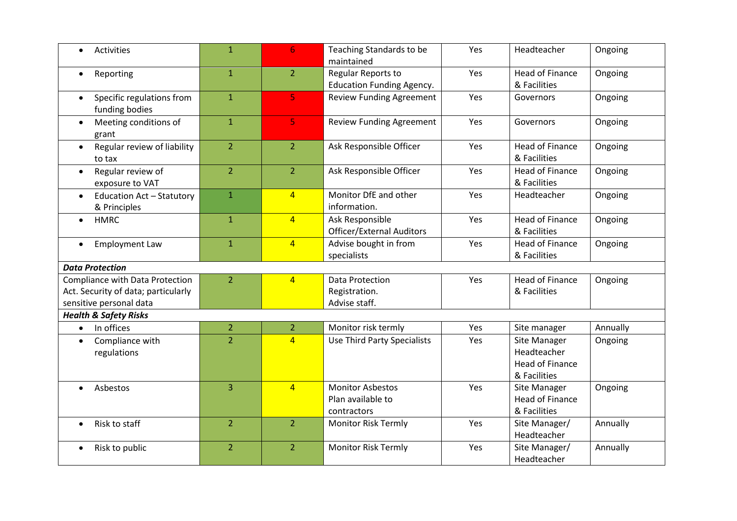| | | | | | | |
|---|---|---|---|---|---|---|
| • Activities | 1 | 6 | Teaching Standards to be maintained | Yes | Headteacher | Ongoing |
| • Reporting | 1 | 2 | Regular Reports to Education Funding Agency. | Yes | Head of Finance & Facilities | Ongoing |
| • Specific regulations from funding bodies | 1 | 5 | Review Funding Agreement | Yes | Governors | Ongoing |
| • Meeting conditions of grant | 1 | 5 | Review Funding Agreement | Yes | Governors | Ongoing |
| • Regular review of liability to tax | 2 | 2 | Ask Responsible Officer | Yes | Head of Finance & Facilities | Ongoing |
| • Regular review of exposure to VAT | 2 | 2 | Ask Responsible Officer | Yes | Head of Finance & Facilities | Ongoing |
| • Education Act – Statutory & Principles | 1 | 4 | Monitor DfE and other information. | Yes | Headteacher | Ongoing |
| • HMRC | 1 | 4 | Ask Responsible Officer/External Auditors | Yes | Head of Finance & Facilities | Ongoing |
| • Employment Law | 1 | 4 | Advise bought in from specialists | Yes | Head of Finance & Facilities | Ongoing |
| ***Data Protection*** | | | | | | |
| Compliance with Data Protection Act. Security of data; particularly sensitive personal data | 2 | 4 | Data Protection Registration. Advise staff. | Yes | Head of Finance & Facilities | Ongoing |
| ***Health & Safety Risks*** | | | | | | |
| • In offices | 2 | 2 | Monitor risk termly | Yes | Site manager | Annually |
| • Compliance with regulations | 2 | 4 | Use Third Party Specialists | Yes | Site Manager Headteacher Head of Finance & Facilities | Ongoing |
| • Asbestos | 3 | 4 | Monitor Asbestos Plan available to contractors | Yes | Site Manager Head of Finance & Facilities | Ongoing |
| • Risk to staff | 2 | 2 | Monitor Risk Termly | Yes | Site Manager/ Headteacher | Annually |
| • Risk to public | 2 | 2 | Monitor Risk Termly | Yes | Site Manager/ Headteacher | Annually |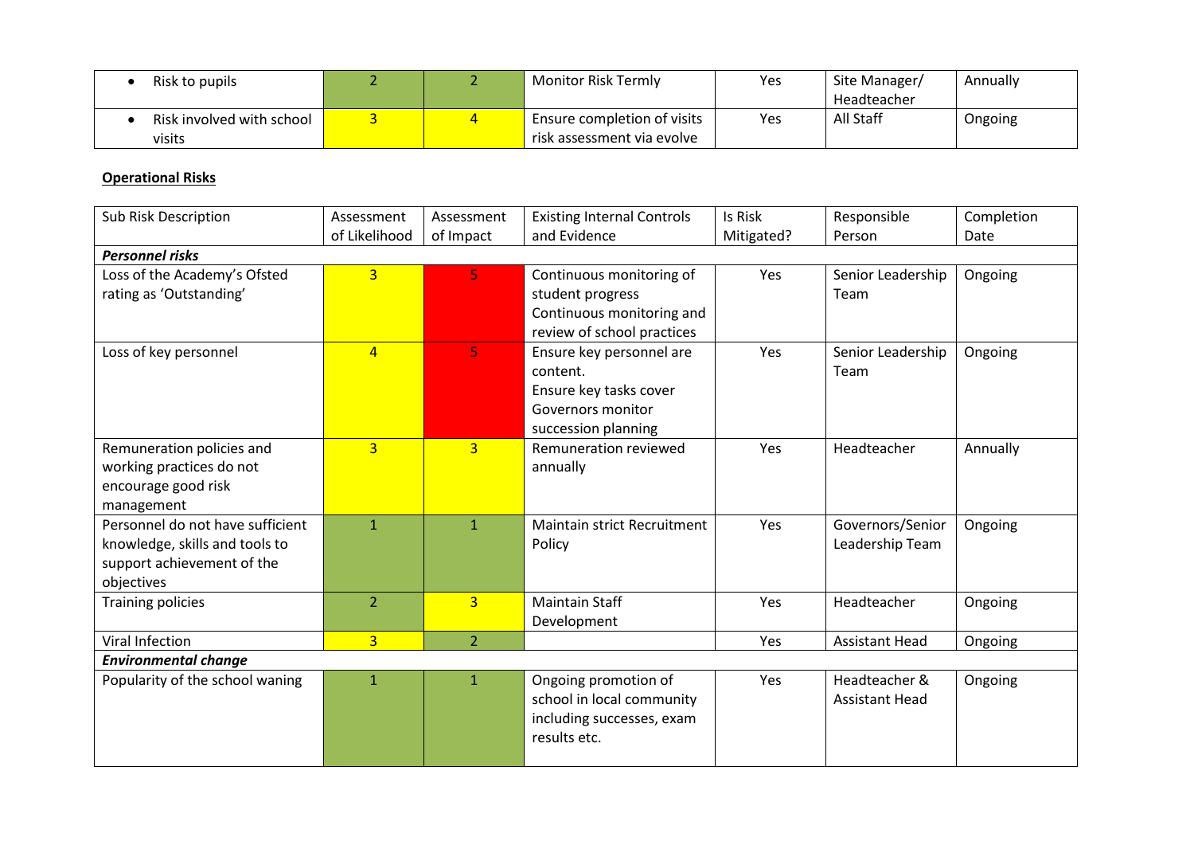| | | | | | | |
|---|---|---|---|---|---|---|
| • Risk to pupils | 2 | 2 | Monitor Risk Termly | Yes | Site Manager/ Headteacher | Annually |
| • Risk involved with school visits | 3 | 4 | Ensure completion of visits risk assessment via evolve | Yes | All Staff | Ongoing |

**Operational Risks**

| Sub Risk Description | Assessment of Likelihood | Assessment of Impact | Existing Internal Controls and Evidence | Is Risk Mitigated? | Responsible Person | Completion Date |
|---|---|---|---|---|---|---|
| ***Personnel risks*** | | | | | | |
| Loss of the Academy's Ofsted rating as 'Outstanding' | 3 | 5 | Continuous monitoring of student progress<br>Continuous monitoring and review of school practices | Yes | Senior Leadership Team | Ongoing |
| Loss of key personnel | 4 | 5 | Ensure key personnel are content.<br>Ensure key tasks cover<br>Governors monitor succession planning | Yes | Senior Leadership Team | Ongoing |
| Remuneration policies and working practices do not encourage good risk management | 3 | 3 | Remuneration reviewed annually | Yes | Headteacher | Annually |
| Personnel do not have sufficient knowledge, skills and tools to support achievement of the objectives | 1 | 1 | Maintain strict Recruitment Policy | Yes | Governors/Senior Leadership Team | Ongoing |
| Training policies | 2 | 3 | Maintain Staff Development | Yes | Headteacher | Ongoing |
| Viral Infection | 3 | 2 | | Yes | Assistant Head | Ongoing |
| ***Environmental change*** | | | | | | |
| Popularity of the school waning | 1 | 1 | Ongoing promotion of school in local community including successes, exam results etc. | Yes | Headteacher & Assistant Head | Ongoing |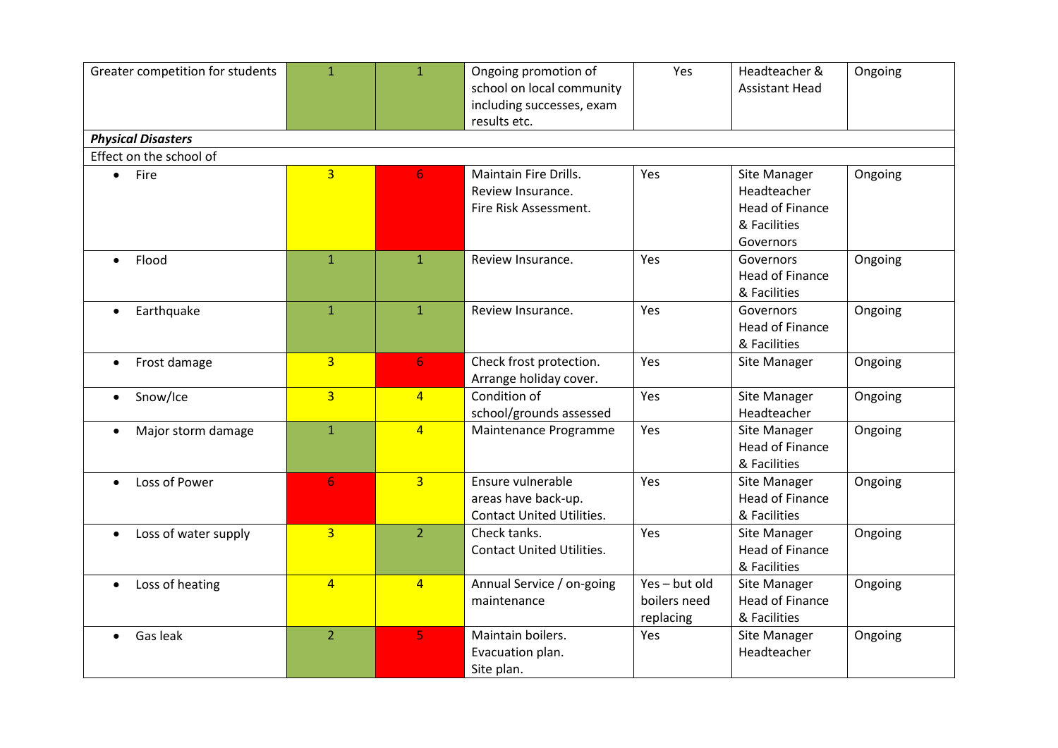| Greater competition for students | 1 | 1 | Ongoing promotion of school on local community including successes, exam results etc. | Yes | Headteacher & Assistant Head | Ongoing |
|---|---|---|---|---|---|---|
| ***Physical Disasters*** | | | | | | |
| Effect on the school of | | | | | | |
| • Fire | 3 | 6 | Maintain Fire Drills. Review Insurance. Fire Risk Assessment. | Yes | Site Manager Headteacher Head of Finance & Facilities Governors | Ongoing |
| • Flood | 1 | 1 | Review Insurance. | Yes | Governors Head of Finance & Facilities | Ongoing |
| • Earthquake | 1 | 1 | Review Insurance. | Yes | Governors Head of Finance & Facilities | Ongoing |
| • Frost damage | 3 | 6 | Check frost protection. Arrange holiday cover. | Yes | Site Manager | Ongoing |
| • Snow/Ice | 3 | 4 | Condition of school/grounds assessed | Yes | Site Manager Headteacher | Ongoing |
| • Major storm damage | 1 | 4 | Maintenance Programme | Yes | Site Manager Head of Finance & Facilities | Ongoing |
| • Loss of Power | 6 | 3 | Ensure vulnerable areas have back-up. Contact United Utilities. | Yes | Site Manager Head of Finance & Facilities | Ongoing |
| • Loss of water supply | 3 | 2 | Check tanks. Contact United Utilities. | Yes | Site Manager Head of Finance & Facilities | Ongoing |
| • Loss of heating | 4 | 4 | Annual Service / on-going maintenance | Yes – but old boilers need replacing | Site Manager Head of Finance & Facilities | Ongoing |
| • Gas leak | 2 | 5 | Maintain boilers. Evacuation plan. Site plan. | Yes | Site Manager Headteacher | Ongoing |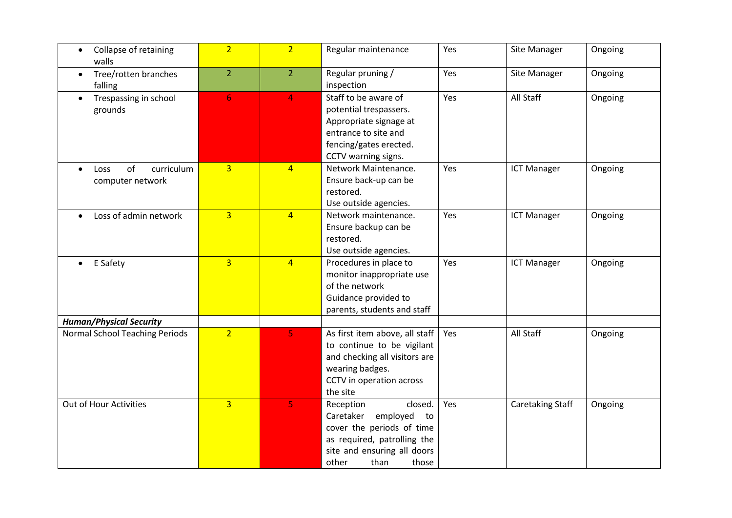| | | | | | | |
|---|---|---|---|---|---|---|
| • Collapse of retaining walls | 2 | 2 | Regular maintenance | Yes | Site Manager | Ongoing |
| • Tree/rotten branches falling | 2 | 2 | Regular pruning / inspection | Yes | Site Manager | Ongoing |
| • Trespassing in school grounds | 6 | 4 | Staff to be aware of potential trespassers. Appropriate signage at entrance to site and fencing/gates erected. CCTV warning signs. | Yes | All Staff | Ongoing |
| • Loss of curriculum computer network | 3 | 4 | Network Maintenance. Ensure back-up can be restored. Use outside agencies. | Yes | ICT Manager | Ongoing |
| • Loss of admin network | 3 | 4 | Network maintenance. Ensure backup can be restored. Use outside agencies. | Yes | ICT Manager | Ongoing |
| • E Safety | 3 | 4 | Procedures in place to monitor inappropriate use of the network Guidance provided to parents, students and staff | Yes | ICT Manager | Ongoing |
| ***Human/Physical Security*** | | | | | | |
| Normal School Teaching Periods | 2 | 5 | As first item above, all staff to continue to be vigilant and checking all visitors are wearing badges. CCTV in operation across the site | Yes | All Staff | Ongoing |
| Out of Hour Activities | 3 | 5 | Reception closed. Caretaker employed to cover the periods of time as required, patrolling the site and ensuring all doors other than those | Yes | Caretaking Staff | Ongoing |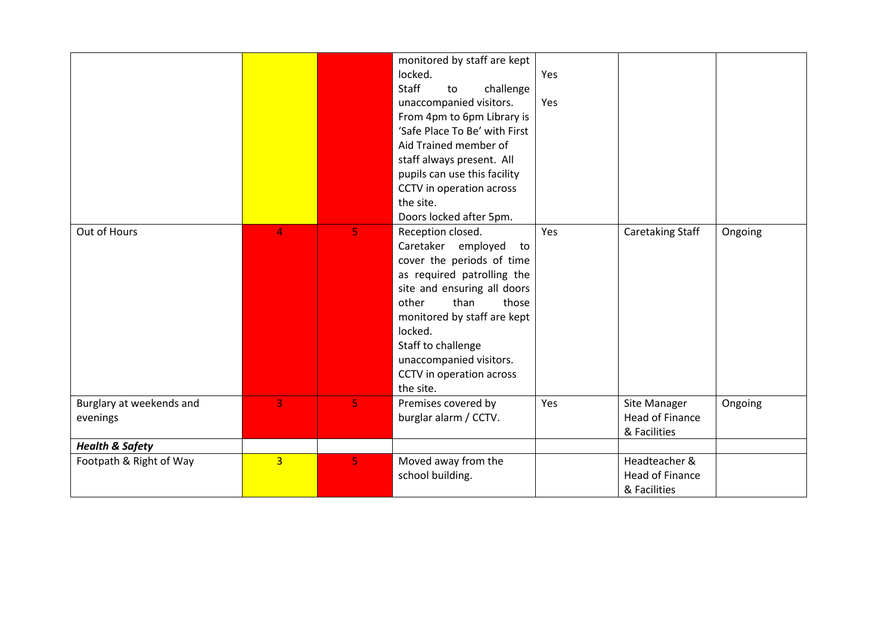| | | | | | | |
|---|---|---|---|---|---|---|
| | | | monitored by staff are kept locked.<br>Staff to challenge unaccompanied visitors.<br>From 4pm to 6pm Library is 'Safe Place To Be' with First Aid Trained member of staff always present. All pupils can use this facility<br>CCTV in operation across the site.<br>Doors locked after 5pm. | Yes<br><br>Yes | | |
| Out of Hours | 4 | 5 | Reception closed.<br>Caretaker employed to cover the periods of time as required patrolling the site and ensuring all doors other than those monitored by staff are kept locked.<br>Staff to challenge unaccompanied visitors.<br>CCTV in operation across the site. | Yes | Caretaking Staff | Ongoing |
| Burglary at weekends and evenings | 3 | 5 | Premises covered by burglar alarm / CCTV. | Yes | Site Manager<br>Head of Finance & Facilities | Ongoing |
| ***Health & Safety*** | | | | | | |
| Footpath & Right of Way | 3 | 5 | Moved away from the school building. | | Headteacher & Head of Finance & Facilities | |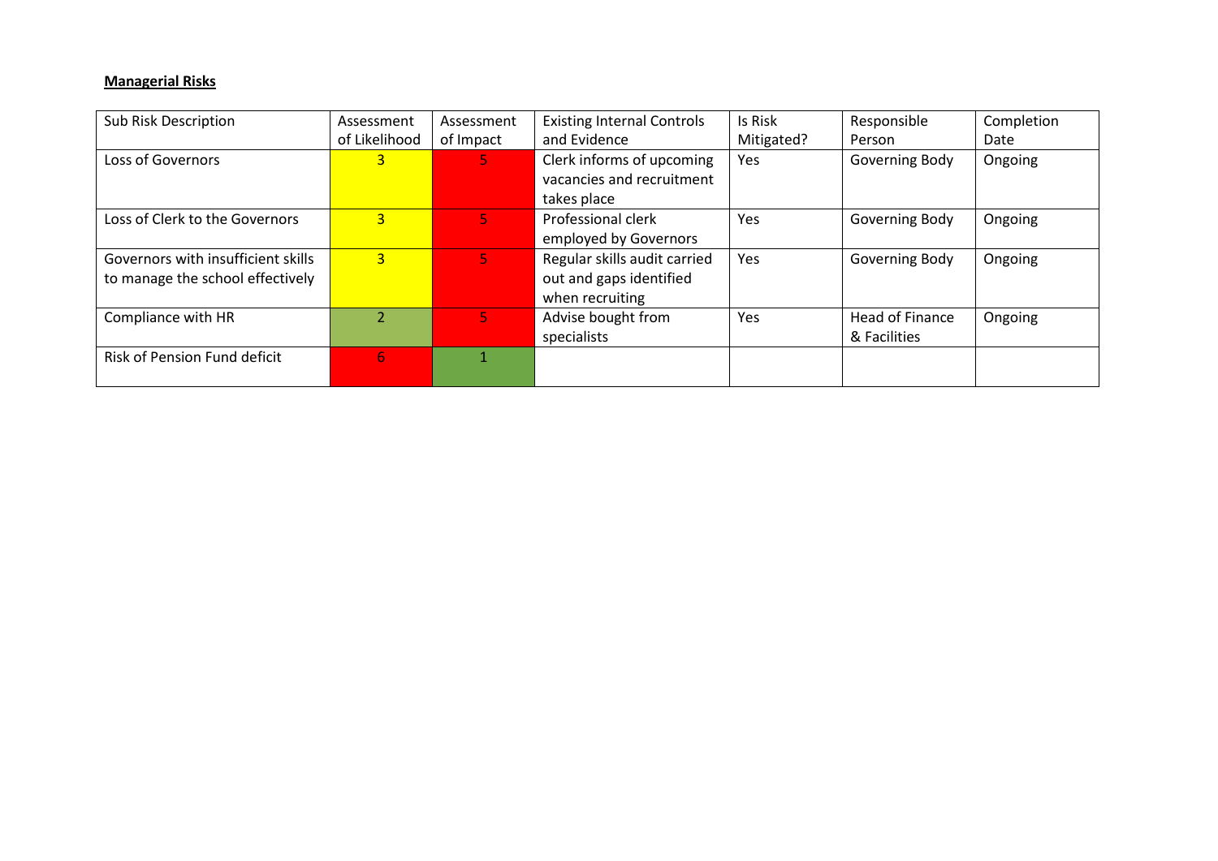**Managerial Risks**

| Sub Risk Description | Assessment of Likelihood | Assessment of Impact | Existing Internal Controls and Evidence | Is Risk Mitigated? | Responsible Person | Completion Date |
|---|---|---|---|---|---|---|
| Loss of Governors | 3 | 5 | Clerk informs of upcoming vacancies and recruitment takes place | Yes | Governing Body | Ongoing |
| Loss of Clerk to the Governors | 3 | 5 | Professional clerk employed by Governors | Yes | Governing Body | Ongoing |
| Governors with insufficient skills to manage the school effectively | 3 | 5 | Regular skills audit carried out and gaps identified when recruiting | Yes | Governing Body | Ongoing |
| Compliance with HR | 2 | 5 | Advise bought from specialists | Yes | Head of Finance & Facilities | Ongoing |
| Risk of Pension Fund deficit | 6 | 1 | | | | |